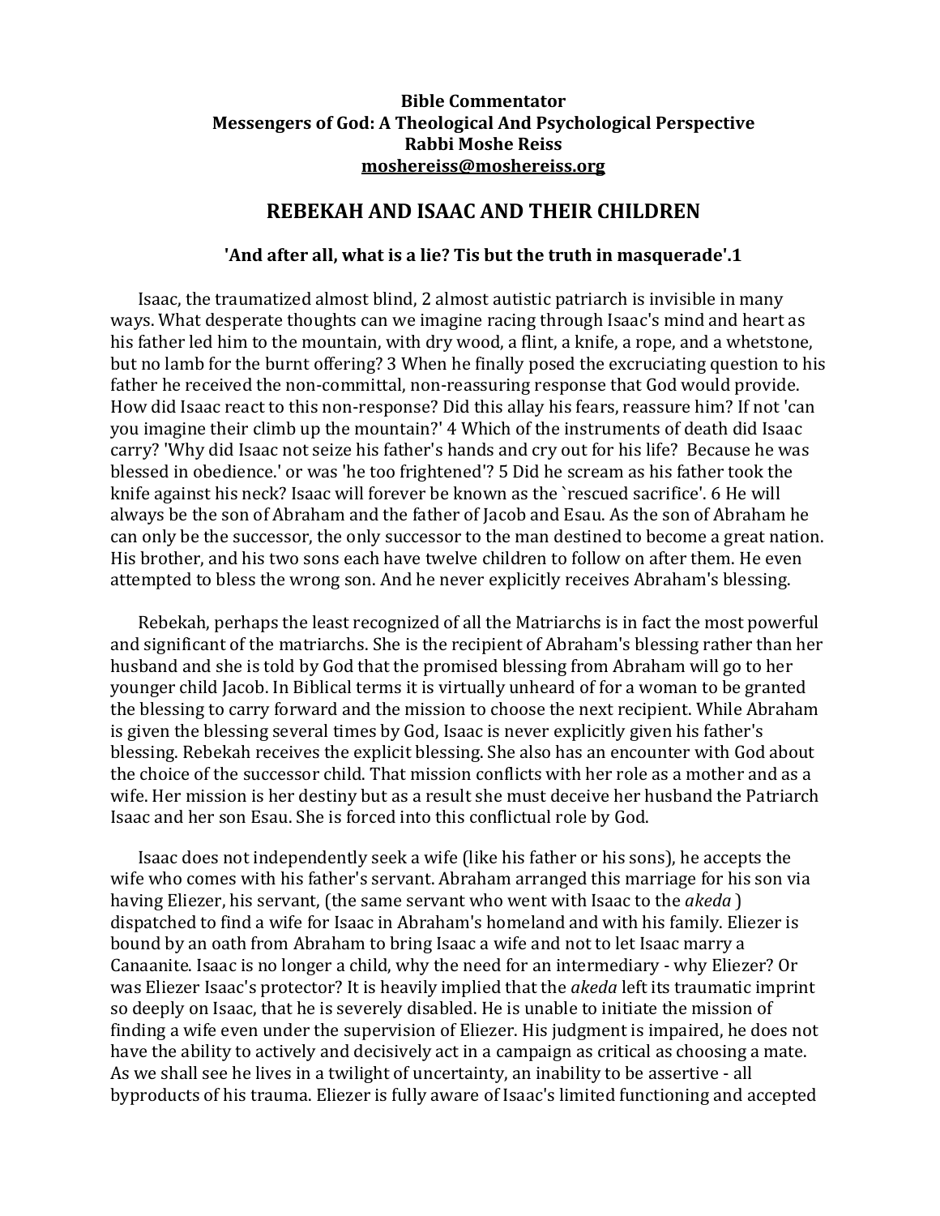**Bible Commentator**
**Messengers of God: A Theological And Psychological Perspective**
**Rabbi Moshe Reiss**
**moshereiss@moshereiss.org**

## REBEKAH AND ISAAC AND THEIR CHILDREN

**'And after all, what is a lie? Tis but the truth in masquerade'.1**

Isaac, the traumatized almost blind, 2 almost autistic patriarch is invisible in many ways. What desperate thoughts can we imagine racing through Isaac's mind and heart as his father led him to the mountain, with dry wood, a flint, a knife, a rope, and a whetstone, but no lamb for the burnt offering? 3 When he finally posed the excruciating question to his father he received the non-committal, non-reassuring response that God would provide. How did Isaac react to this non-response? Did this allay his fears, reassure him? If not 'can you imagine their climb up the mountain?' 4 Which of the instruments of death did Isaac carry? 'Why did Isaac not seize his father's hands and cry out for his life? Because he was blessed in obedience.' or was 'he too frightened'? 5 Did he scream as his father took the knife against his neck? Isaac will forever be known as the `rescued sacrifice'. 6 He will always be the son of Abraham and the father of Jacob and Esau. As the son of Abraham he can only be the successor, the only successor to the man destined to become a great nation. His brother, and his two sons each have twelve children to follow on after them. He even attempted to bless the wrong son. And he never explicitly receives Abraham's blessing.

Rebekah, perhaps the least recognized of all the Matriarchs is in fact the most powerful and significant of the matriarchs. She is the recipient of Abraham's blessing rather than her husband and she is told by God that the promised blessing from Abraham will go to her younger child Jacob. In Biblical terms it is virtually unheard of for a woman to be granted the blessing to carry forward and the mission to choose the next recipient. While Abraham is given the blessing several times by God, Isaac is never explicitly given his father's blessing. Rebekah receives the explicit blessing. She also has an encounter with God about the choice of the successor child. That mission conflicts with her role as a mother and as a wife. Her mission is her destiny but as a result she must deceive her husband the Patriarch Isaac and her son Esau. She is forced into this conflictual role by God.

Isaac does not independently seek a wife (like his father or his sons), he accepts the wife who comes with his father's servant. Abraham arranged this marriage for his son via having Eliezer, his servant, (the same servant who went with Isaac to the *akeda* ) dispatched to find a wife for Isaac in Abraham's homeland and with his family. Eliezer is bound by an oath from Abraham to bring Isaac a wife and not to let Isaac marry a Canaanite. Isaac is no longer a child, why the need for an intermediary - why Eliezer? Or was Eliezer Isaac's protector? It is heavily implied that the *akeda* left its traumatic imprint so deeply on Isaac, that he is severely disabled. He is unable to initiate the mission of finding a wife even under the supervision of Eliezer. His judgment is impaired, he does not have the ability to actively and decisively act in a campaign as critical as choosing a mate. As we shall see he lives in a twilight of uncertainty, an inability to be assertive - all byproducts of his trauma. Eliezer is fully aware of Isaac's limited functioning and accepted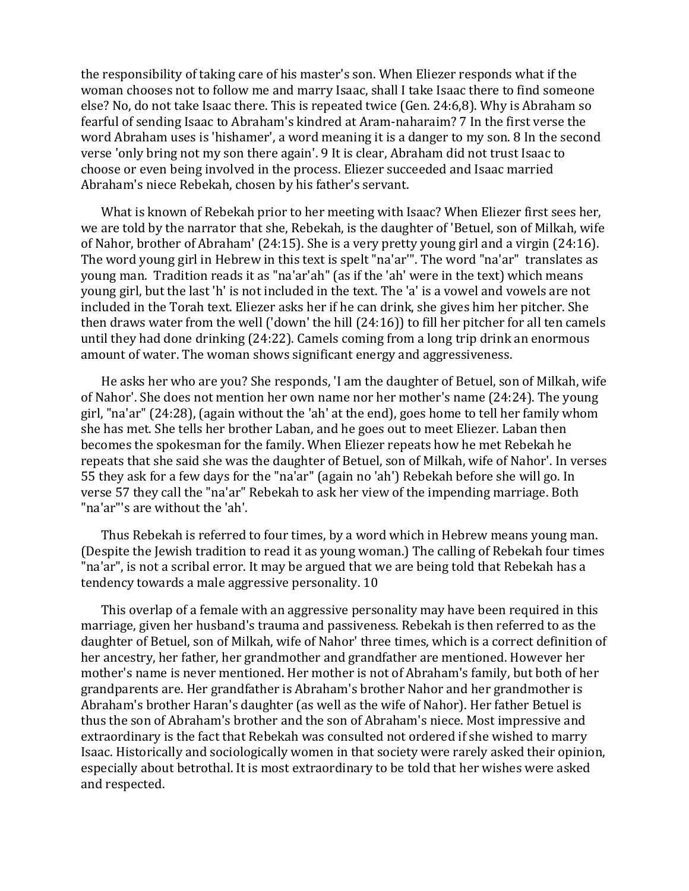the responsibility of taking care of his master's son. When Eliezer responds what if the woman chooses not to follow me and marry Isaac, shall I take Isaac there to find someone else? No, do not take Isaac there. This is repeated twice (Gen. 24:6,8). Why is Abraham so fearful of sending Isaac to Abraham's kindred at Aram-naharaim? 7 In the first verse the word Abraham uses is 'hishamer', a word meaning it is a danger to my son. 8 In the second verse 'only bring not my son there again'. 9 It is clear, Abraham did not trust Isaac to choose or even being involved in the process. Eliezer succeeded and Isaac married Abraham's niece Rebekah, chosen by his father's servant.

What is known of Rebekah prior to her meeting with Isaac? When Eliezer first sees her, we are told by the narrator that she, Rebekah, is the daughter of 'Betuel, son of Milkah, wife of Nahor, brother of Abraham' (24:15). She is a very pretty young girl and a virgin (24:16). The word young girl in Hebrew in this text is spelt "na'ar'". The word "na'ar" translates as young man. Tradition reads it as "na'ar'ah" (as if the 'ah' were in the text) which means young girl, but the last 'h' is not included in the text. The 'a' is a vowel and vowels are not included in the Torah text. Eliezer asks her if he can drink, she gives him her pitcher. She then draws water from the well ('down' the hill (24:16)) to fill her pitcher for all ten camels until they had done drinking (24:22). Camels coming from a long trip drink an enormous amount of water. The woman shows significant energy and aggressiveness.

He asks her who are you? She responds, 'I am the daughter of Betuel, son of Milkah, wife of Nahor'. She does not mention her own name nor her mother's name (24:24). The young girl, "na'ar" (24:28), (again without the 'ah' at the end), goes home to tell her family whom she has met. She tells her brother Laban, and he goes out to meet Eliezer. Laban then becomes the spokesman for the family. When Eliezer repeats how he met Rebekah he repeats that she said she was the daughter of Betuel, son of Milkah, wife of Nahor'. In verses 55 they ask for a few days for the "na'ar" (again no 'ah') Rebekah before she will go. In verse 57 they call the "na'ar" Rebekah to ask her view of the impending marriage. Both "na'ar"'s are without the 'ah'.

Thus Rebekah is referred to four times, by a word which in Hebrew means young man. (Despite the Jewish tradition to read it as young woman.) The calling of Rebekah four times "na'ar", is not a scribal error. It may be argued that we are being told that Rebekah has a tendency towards a male aggressive personality. 10

This overlap of a female with an aggressive personality may have been required in this marriage, given her husband's trauma and passiveness. Rebekah is then referred to as the daughter of Betuel, son of Milkah, wife of Nahor' three times, which is a correct definition of her ancestry, her father, her grandmother and grandfather are mentioned. However her mother's name is never mentioned. Her mother is not of Abraham's family, but both of her grandparents are. Her grandfather is Abraham's brother Nahor and her grandmother is Abraham's brother Haran's daughter (as well as the wife of Nahor). Her father Betuel is thus the son of Abraham's brother and the son of Abraham's niece. Most impressive and extraordinary is the fact that Rebekah was consulted not ordered if she wished to marry Isaac. Historically and sociologically women in that society were rarely asked their opinion, especially about betrothal. It is most extraordinary to be told that her wishes were asked and respected.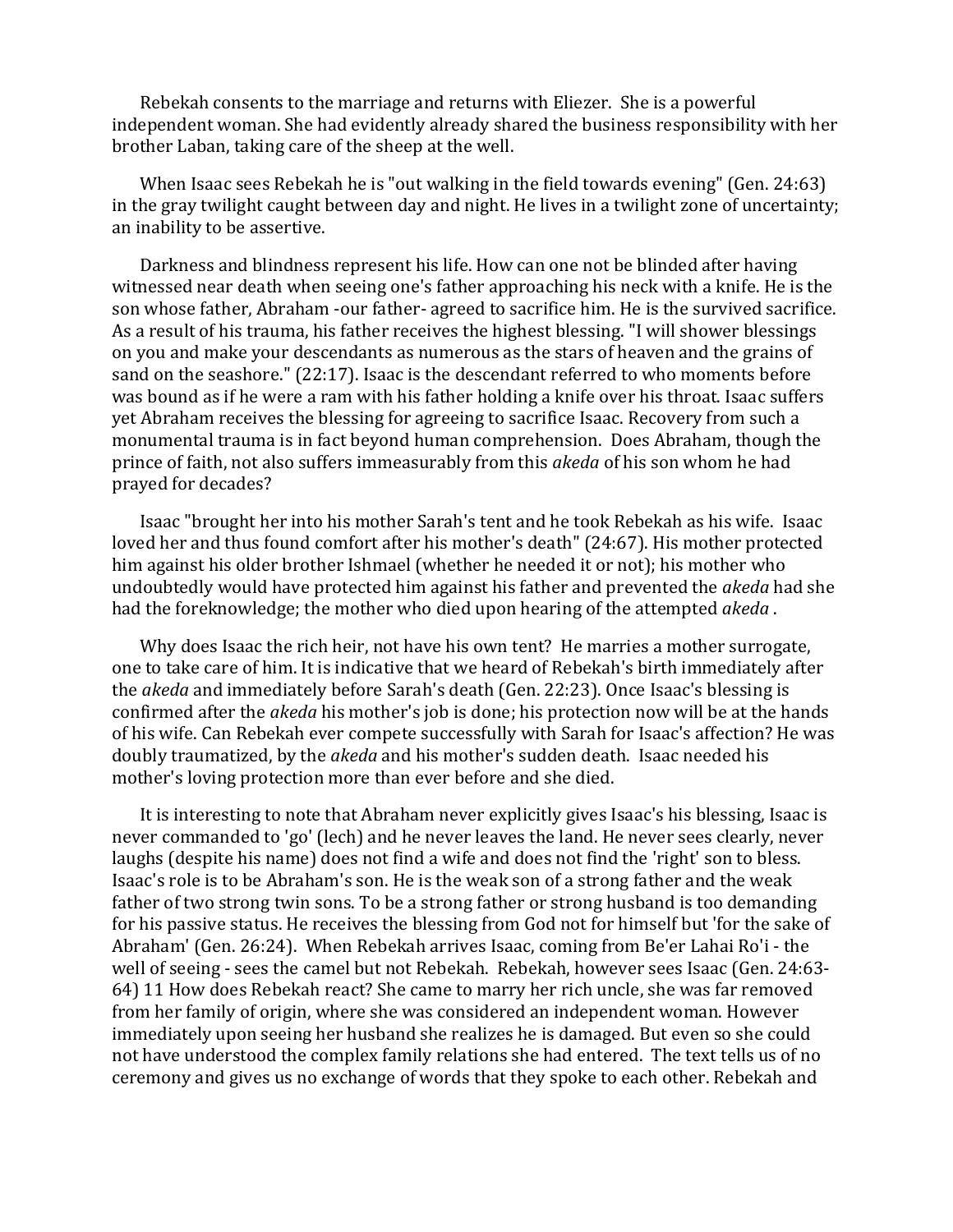Rebekah consents to the marriage and returns with Eliezer. She is a powerful independent woman. She had evidently already shared the business responsibility with her brother Laban, taking care of the sheep at the well.

When Isaac sees Rebekah he is "out walking in the field towards evening" (Gen. 24:63) in the gray twilight caught between day and night. He lives in a twilight zone of uncertainty; an inability to be assertive.

Darkness and blindness represent his life. How can one not be blinded after having witnessed near death when seeing one's father approaching his neck with a knife. He is the son whose father, Abraham -our father- agreed to sacrifice him. He is the survived sacrifice. As a result of his trauma, his father receives the highest blessing. "I will shower blessings on you and make your descendants as numerous as the stars of heaven and the grains of sand on the seashore." (22:17). Isaac is the descendant referred to who moments before was bound as if he were a ram with his father holding a knife over his throat. Isaac suffers yet Abraham receives the blessing for agreeing to sacrifice Isaac. Recovery from such a monumental trauma is in fact beyond human comprehension. Does Abraham, though the prince of faith, not also suffers immeasurably from this *akeda* of his son whom he had prayed for decades?

Isaac "brought her into his mother Sarah's tent and he took Rebekah as his wife. Isaac loved her and thus found comfort after his mother's death" (24:67). His mother protected him against his older brother Ishmael (whether he needed it or not); his mother who undoubtedly would have protected him against his father and prevented the *akeda* had she had the foreknowledge; the mother who died upon hearing of the attempted *akeda* .

Why does Isaac the rich heir, not have his own tent? He marries a mother surrogate, one to take care of him. It is indicative that we heard of Rebekah's birth immediately after the *akeda* and immediately before Sarah's death (Gen. 22:23). Once Isaac's blessing is confirmed after the *akeda* his mother's job is done; his protection now will be at the hands of his wife. Can Rebekah ever compete successfully with Sarah for Isaac's affection? He was doubly traumatized, by the *akeda* and his mother's sudden death. Isaac needed his mother's loving protection more than ever before and she died.

It is interesting to note that Abraham never explicitly gives Isaac's his blessing, Isaac is never commanded to 'go' (lech) and he never leaves the land. He never sees clearly, never laughs (despite his name) does not find a wife and does not find the 'right' son to bless. Isaac's role is to be Abraham's son. He is the weak son of a strong father and the weak father of two strong twin sons. To be a strong father or strong husband is too demanding for his passive status. He receives the blessing from God not for himself but 'for the sake of Abraham' (Gen. 26:24). When Rebekah arrives Isaac, coming from Be'er Lahai Ro'i - the well of seeing - sees the camel but not Rebekah. Rebekah, however sees Isaac (Gen. 24:63-64) 11 How does Rebekah react? She came to marry her rich uncle, she was far removed from her family of origin, where she was considered an independent woman. However immediately upon seeing her husband she realizes he is damaged. But even so she could not have understood the complex family relations she had entered. The text tells us of no ceremony and gives us no exchange of words that they spoke to each other. Rebekah and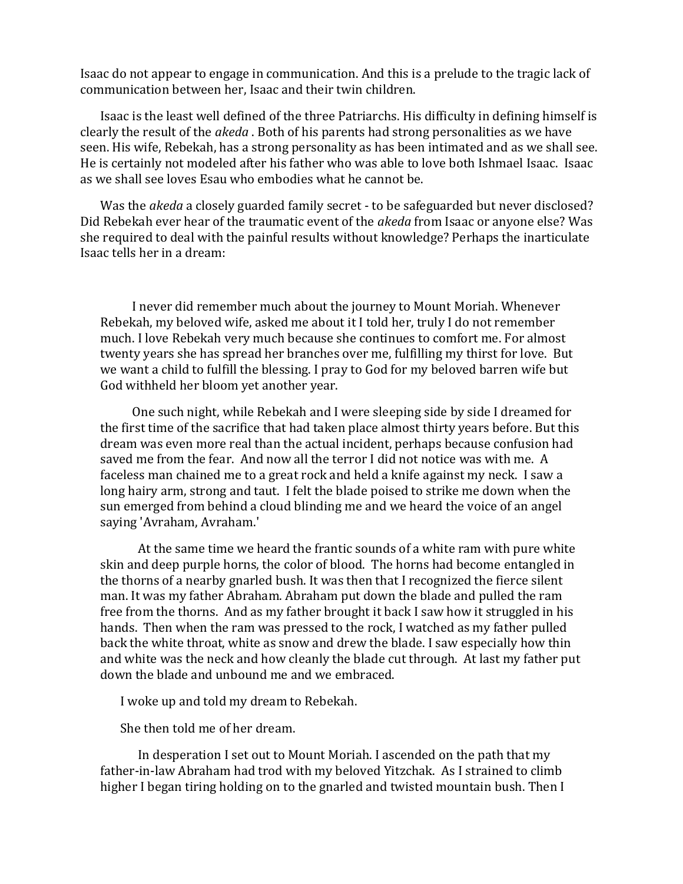Isaac do not appear to engage in communication. And this is a prelude to the tragic lack of communication between her, Isaac and their twin children.

Isaac is the least well defined of the three Patriarchs. His difficulty in defining himself is clearly the result of the *akeda* . Both of his parents had strong personalities as we have seen. His wife, Rebekah, has a strong personality as has been intimated and as we shall see. He is certainly not modeled after his father who was able to love both Ishmael Isaac. Isaac as we shall see loves Esau who embodies what he cannot be.

Was the *akeda* a closely guarded family secret - to be safeguarded but never disclosed? Did Rebekah ever hear of the traumatic event of the *akeda* from Isaac or anyone else? Was she required to deal with the painful results without knowledge? Perhaps the inarticulate Isaac tells her in a dream:

> I never did remember much about the journey to Mount Moriah. Whenever Rebekah, my beloved wife, asked me about it I told her, truly I do not remember much. I love Rebekah very much because she continues to comfort me. For almost twenty years she has spread her branches over me, fulfilling my thirst for love. But we want a child to fulfill the blessing. I pray to God for my beloved barren wife but God withheld her bloom yet another year.
>
> One such night, while Rebekah and I were sleeping side by side I dreamed for the first time of the sacrifice that had taken place almost thirty years before. But this dream was even more real than the actual incident, perhaps because confusion had saved me from the fear. And now all the terror I did not notice was with me. A faceless man chained me to a great rock and held a knife against my neck. I saw a long hairy arm, strong and taut. I felt the blade poised to strike me down when the sun emerged from behind a cloud blinding me and we heard the voice of an angel saying 'Avraham, Avraham.'
>
> At the same time we heard the frantic sounds of a white ram with pure white skin and deep purple horns, the color of blood. The horns had become entangled in the thorns of a nearby gnarled bush. It was then that I recognized the fierce silent man. It was my father Abraham. Abraham put down the blade and pulled the ram free from the thorns. And as my father brought it back I saw how it struggled in his hands. Then when the ram was pressed to the rock, I watched as my father pulled back the white throat, white as snow and drew the blade. I saw especially how thin and white was the neck and how cleanly the blade cut through. At last my father put down the blade and unbound me and we embraced.
>
> I woke up and told my dream to Rebekah.
>
> She then told me of her dream.
>
> In desperation I set out to Mount Moriah. I ascended on the path that my father-in-law Abraham had trod with my beloved Yitzchak. As I strained to climb higher I began tiring holding on to the gnarled and twisted mountain bush. Then I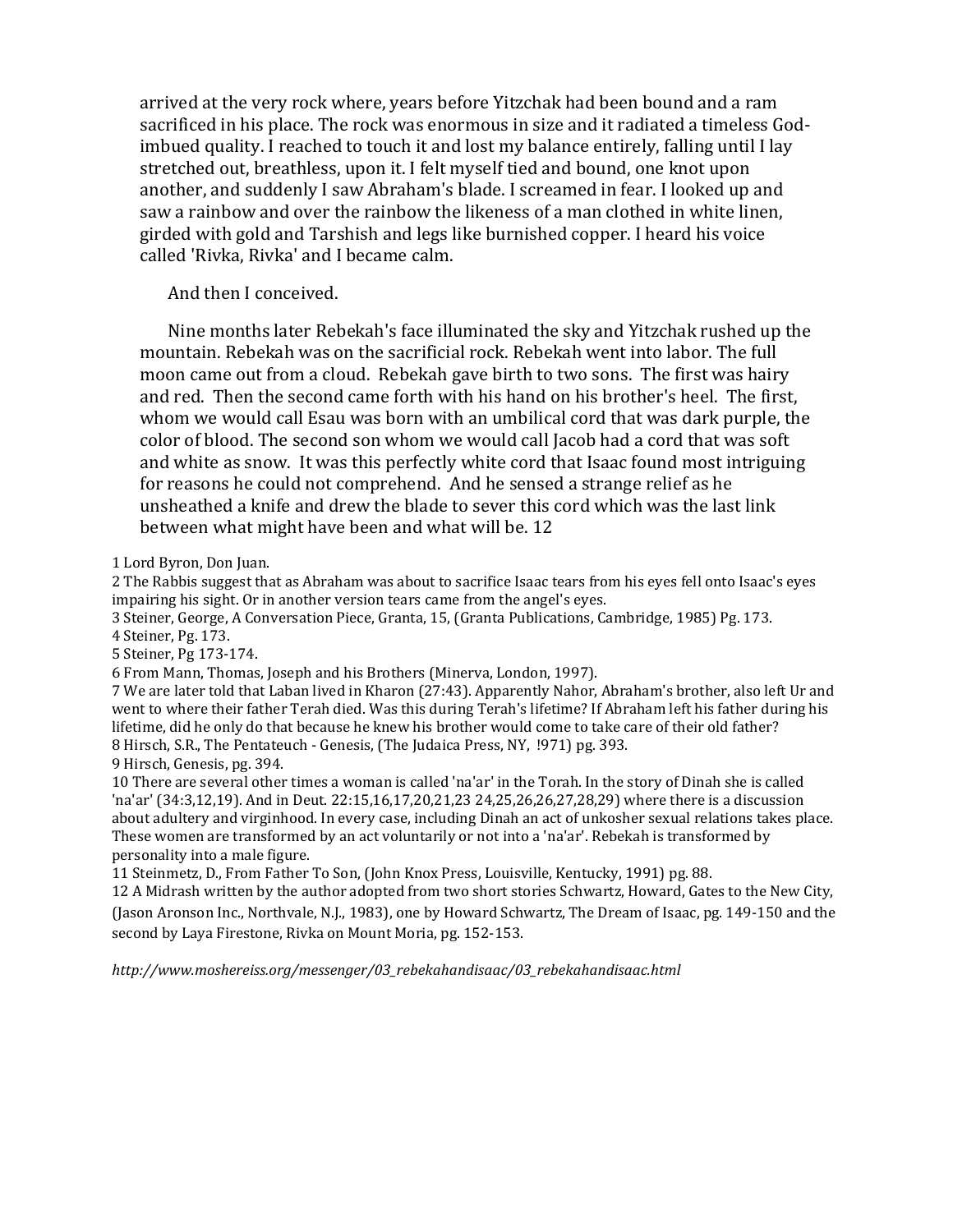arrived at the very rock where, years before Yitzchak had been bound and a ram sacrificed in his place. The rock was enormous in size and it radiated a timeless God-imbued quality. I reached to touch it and lost my balance entirely, falling until I lay stretched out, breathless, upon it. I felt myself tied and bound, one knot upon another, and suddenly I saw Abraham's blade. I screamed in fear. I looked up and saw a rainbow and over the rainbow the likeness of a man clothed in white linen, girded with gold and Tarshish and legs like burnished copper. I heard his voice called 'Rivka, Rivka' and I became calm.

And then I conceived.

Nine months later Rebekah's face illuminated the sky and Yitzchak rushed up the mountain. Rebekah was on the sacrificial rock. Rebekah went into labor. The full moon came out from a cloud. Rebekah gave birth to two sons. The first was hairy and red. Then the second came forth with his hand on his brother's heel. The first, whom we would call Esau was born with an umbilical cord that was dark purple, the color of blood. The second son whom we would call Jacob had a cord that was soft and white as snow. It was this perfectly white cord that Isaac found most intriguing for reasons he could not comprehend. And he sensed a strange relief as he unsheathed a knife and drew the blade to sever this cord which was the last link between what might have been and what will be. 12

1 Lord Byron, Don Juan.

2 The Rabbis suggest that as Abraham was about to sacrifice Isaac tears from his eyes fell onto Isaac's eyes impairing his sight. Or in another version tears came from the angel's eyes.

3 Steiner, George, A Conversation Piece, Granta, 15, (Granta Publications, Cambridge, 1985) Pg. 173.

4 Steiner, Pg. 173.

5 Steiner, Pg 173-174.

6 From Mann, Thomas, Joseph and his Brothers (Minerva, London, 1997).

7 We are later told that Laban lived in Kharon (27:43). Apparently Nahor, Abraham's brother, also left Ur and went to where their father Terah died. Was this during Terah's lifetime? If Abraham left his father during his lifetime, did he only do that because he knew his brother would come to take care of their old father?

8 Hirsch, S.R., The Pentateuch - Genesis, (The Judaica Press, NY, !971) pg. 393.

9 Hirsch, Genesis, pg. 394.

10 There are several other times a woman is called 'na'ar' in the Torah. In the story of Dinah she is called 'na'ar' (34:3,12,19). And in Deut. 22:15,16,17,20,21,23 24,25,26,26,27,28,29) where there is a discussion about adultery and virginhood. In every case, including Dinah an act of unkosher sexual relations takes place. These women are transformed by an act voluntarily or not into a 'na'ar'. Rebekah is transformed by personality into a male figure.

11 Steinmetz, D., From Father To Son, (John Knox Press, Louisville, Kentucky, 1991) pg. 88.

12 A Midrash written by the author adopted from two short stories Schwartz, Howard, Gates to the New City, (Jason Aronson Inc., Northvale, N.J., 1983), one by Howard Schwartz, The Dream of Isaac, pg. 149-150 and the second by Laya Firestone, Rivka on Mount Moria, pg. 152-153.

*http://www.moshereiss.org/messenger/03_rebekahandisaac/03_rebekahandisaac.html*